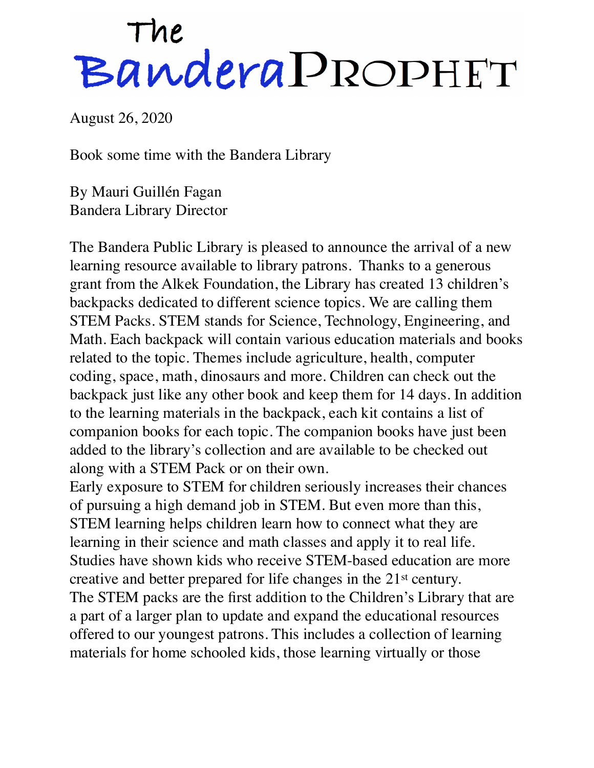# The BanderaProphet

August 26, 2020

## Book some time with the Bandera Library

By Mauri Guillén Fagan
Bandera Library Director

The Bandera Public Library is pleased to announce the arrival of a new learning resource available to library patrons. Thanks to a generous grant from the Alkek Foundation, the Library has created 13 children's backpacks dedicated to different science topics. We are calling them STEM Packs. STEM stands for Science, Technology, Engineering, and Math. Each backpack will contain various education materials and books related to the topic. Themes include agriculture, health, computer coding, space, math, dinosaurs and more. Children can check out the backpack just like any other book and keep them for 14 days. In addition to the learning materials in the backpack, each kit contains a list of companion books for each topic. The companion books have just been added to the library's collection and are available to be checked out along with a STEM Pack or on their own.

Early exposure to STEM for children seriously increases their chances of pursuing a high demand job in STEM. But even more than this, STEM learning helps children learn how to connect what they are learning in their science and math classes and apply it to real life. Studies have shown kids who receive STEM-based education are more creative and better prepared for life changes in the 21st century.

The STEM packs are the first addition to the Children's Library that are a part of a larger plan to update and expand the educational resources offered to our youngest patrons. This includes a collection of learning materials for home schooled kids, those learning virtually or those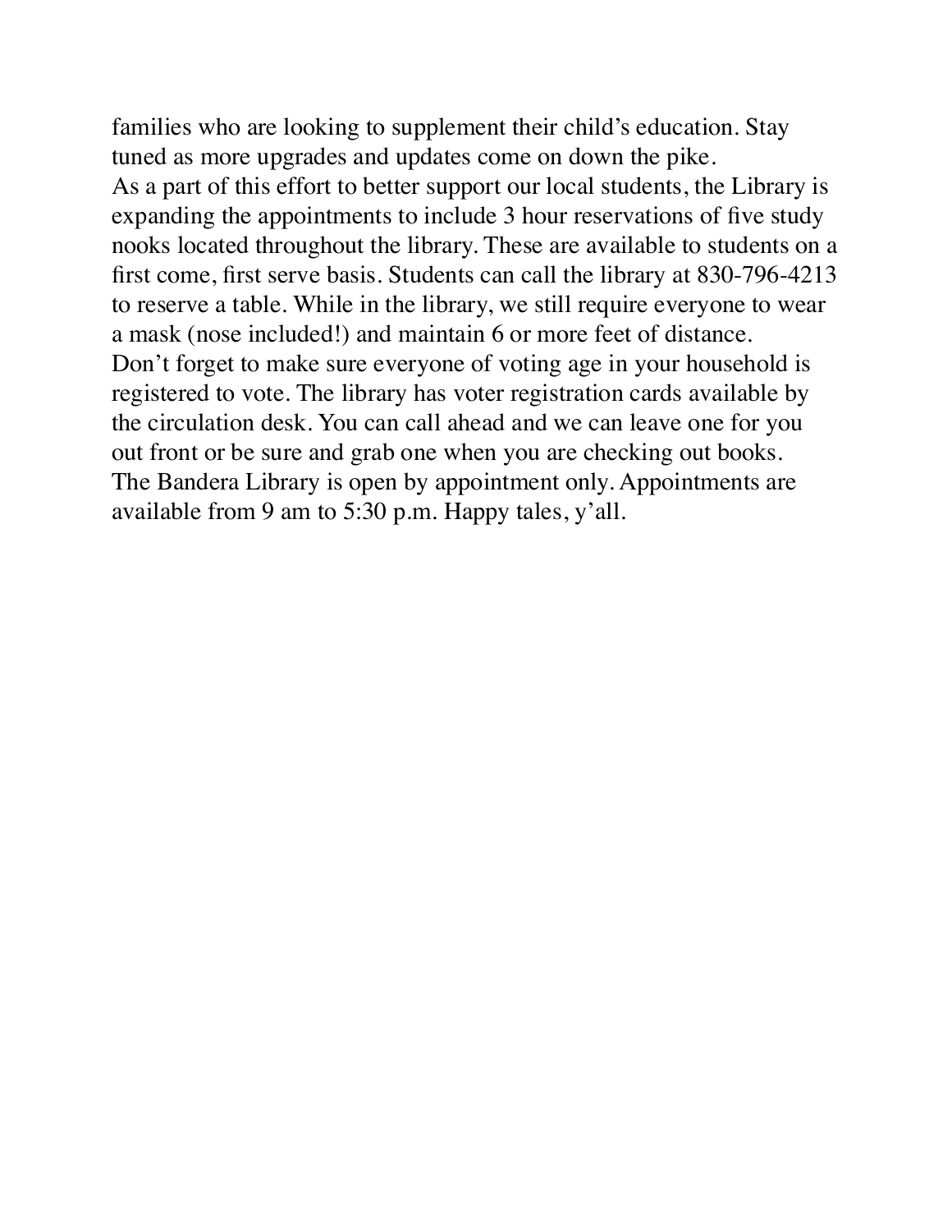families who are looking to supplement their child's education. Stay tuned as more upgrades and updates come on down the pike.

As a part of this effort to better support our local students, the Library is expanding the appointments to include 3 hour reservations of five study nooks located throughout the library. These are available to students on a first come, first serve basis. Students can call the library at 830-796-4213 to reserve a table. While in the library, we still require everyone to wear a mask (nose included!) and maintain 6 or more feet of distance.

Don't forget to make sure everyone of voting age in your household is registered to vote. The library has voter registration cards available by the circulation desk. You can call ahead and we can leave one for you out front or be sure and grab one when you are checking out books.

The Bandera Library is open by appointment only. Appointments are available from 9 am to 5:30 p.m. Happy tales, y'all.